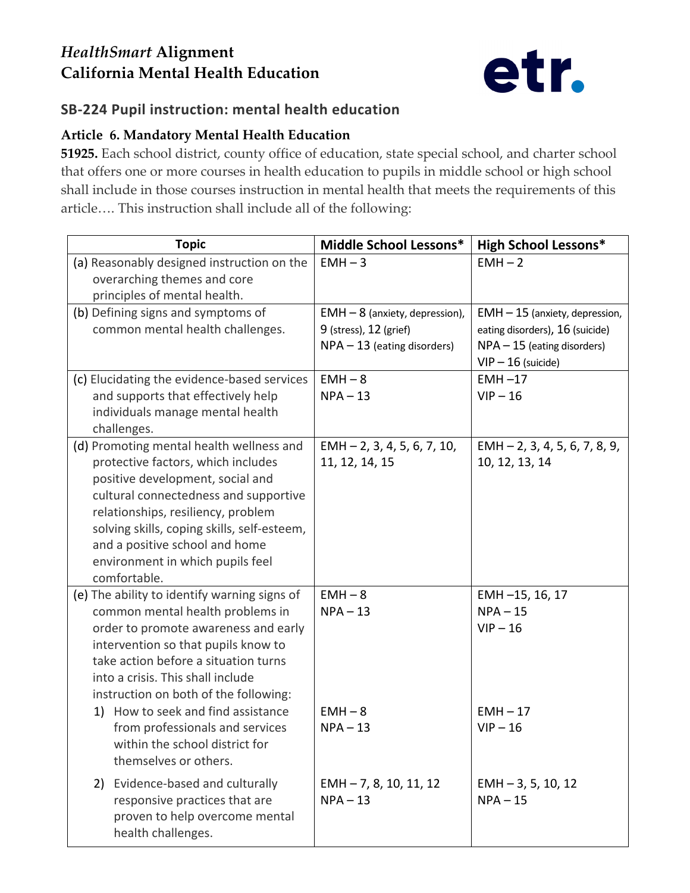# *HealthSmart* Alignment
# California Mental Health Education

etr.

## SB-224 Pupil instruction: mental health education

### Article 6. Mandatory Mental Health Education

**51925.** Each school district, county office of education, state special school, and charter school that offers one or more courses in health education to pupils in middle school or high school shall include in those courses instruction in mental health that meets the requirements of this article…. This instruction shall include all of the following:

| Topic | Middle School Lessons* | High School Lessons* |
|---|---|---|
| (a) Reasonably designed instruction on the overarching themes and core principles of mental health. | EMH – 3 | EMH – 2 |
| (b) Defining signs and symptoms of common mental health challenges. | EMH – 8 (anxiety, depression), 9 (stress), 12 (grief)<br>NPA – 13 (eating disorders) | EMH – 15 (anxiety, depression, eating disorders), 16 (suicide)<br>NPA – 15 (eating disorders)<br>VIP – 16 (suicide) |
| (c) Elucidating the evidence-based services and supports that effectively help individuals manage mental health challenges. | EMH – 8<br>NPA – 13 | EMH –17<br>VIP – 16 |
| (d) Promoting mental health wellness and protective factors, which includes positive development, social and cultural connectedness and supportive relationships, resiliency, problem solving skills, coping skills, self-esteem, and a positive school and home environment in which pupils feel comfortable. | EMH – 2, 3, 4, 5, 6, 7, 10, 11, 12, 14, 15 | EMH – 2, 3, 4, 5, 6, 7, 8, 9, 10, 12, 13, 14 |
| (e) The ability to identify warning signs of common mental health problems in order to promote awareness and early intervention so that pupils know to take action before a situation turns into a crisis. This shall include instruction on both of the following: | EMH – 8<br>NPA – 13 | EMH –15, 16, 17<br>NPA – 15<br>VIP – 16 |
| 1) How to seek and find assistance from professionals and services within the school district for themselves or others. | EMH – 8<br>NPA – 13 | EMH – 17<br>VIP – 16 |
| 2) Evidence-based and culturally responsive practices that are proven to help overcome mental health challenges. | EMH – 7, 8, 10, 11, 12<br>NPA – 13 | EMH – 3, 5, 10, 12<br>NPA – 15 |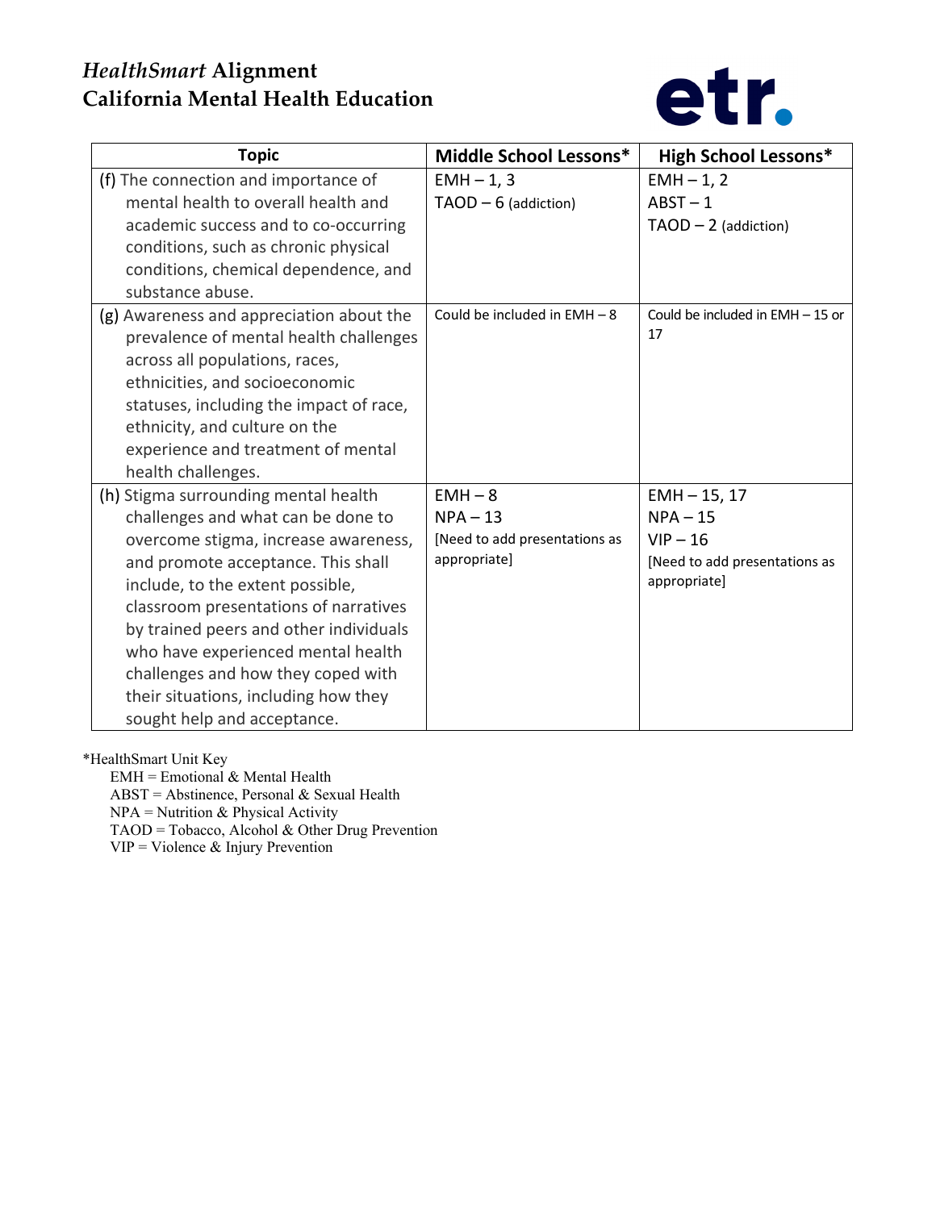# *HealthSmart* Alignment
# California Mental Health Education

| Topic | Middle School Lessons* | High School Lessons* |
|---|---|---|
| (f) The connection and importance of mental health to overall health and academic success and to co-occurring conditions, such as chronic physical conditions, chemical dependence, and substance abuse. | EMH – 1, 3<br>TAOD – 6 (addiction) | EMH – 1, 2<br>ABST – 1<br>TAOD – 2 (addiction) |
| (g) Awareness and appreciation about the prevalence of mental health challenges across all populations, races, ethnicities, and socioeconomic statuses, including the impact of race, ethnicity, and culture on the experience and treatment of mental health challenges. | Could be included in EMH – 8 | Could be included in EMH – 15 or 17 |
| (h) Stigma surrounding mental health challenges and what can be done to overcome stigma, increase awareness, and promote acceptance. This shall include, to the extent possible, classroom presentations of narratives by trained peers and other individuals who have experienced mental health challenges and how they coped with their situations, including how they sought help and acceptance. | EMH – 8<br>NPA – 13<br>[Need to add presentations as appropriate] | EMH – 15, 17<br>NPA – 15<br>VIP – 16<br>[Need to add presentations as appropriate] |

*HealthSmart Unit Key

- EMH = Emotional & Mental Health
- ABST = Abstinence, Personal & Sexual Health
- NPA = Nutrition & Physical Activity
- TAOD = Tobacco, Alcohol & Other Drug Prevention
- VIP = Violence & Injury Prevention